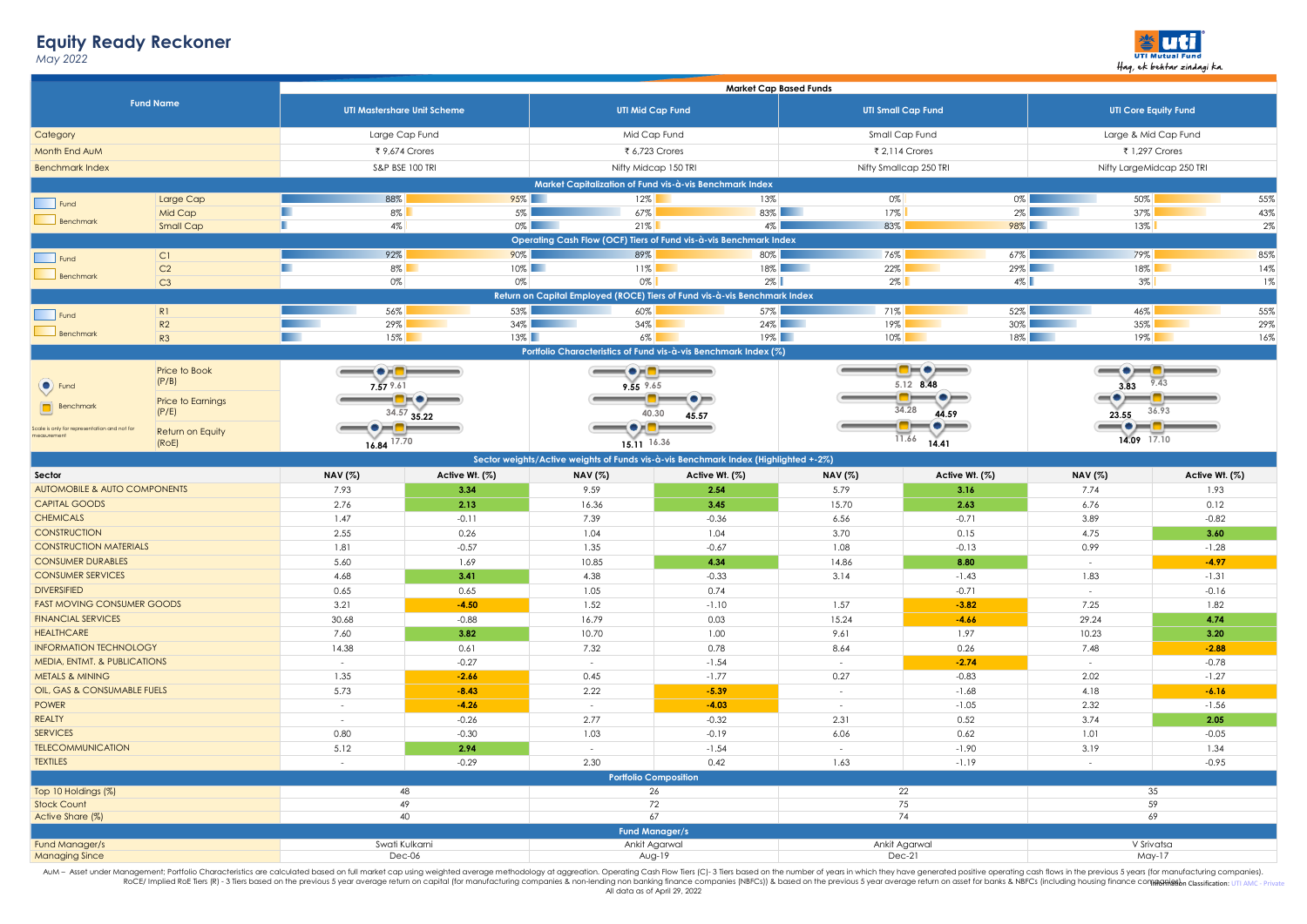# Equity Ready Reckoner

*May 2022*

| Fund Name | Market Cap Based Funds | | | |
|---|---|---|---|---|
| | UTI Mastershare Unit Scheme | UTI Mid Cap Fund | UTI Small Cap Fund | UTI Core Equity Fund |
| Category | Large Cap Fund | Mid Cap Fund | Small Cap Fund | Large & Mid Cap Fund |
| Month End AuM | ₹ 9,674 Crores | ₹ 6,723 Crores | ₹ 2,114 Crores | ₹ 1,297 Crores |
| Benchmark Index | S&P BSE 100 TRI | Nifty Midcap 150 TRI | Nifty Smallcap 250 TRI | Nifty LargeMidcap 250 TRI |

## Market Capitalization of Fund vis-à-vis Benchmark Index

| | UTI Mastershare Fund | UTI Mastershare Benchmark | UTI Mid Cap Fund | UTI Mid Cap Benchmark | UTI Small Cap Fund | UTI Small Cap Benchmark | UTI Core Equity Fund | UTI Core Equity Benchmark |
|---|---|---|---|---|---|---|---|---|
| Large Cap | 88% | 95% | 12% | 13% | 0% | 0% | 50% | 55% |
| Mid Cap | 8% | 5% | 67% | 83% | 17% | 2% | 37% | 43% |
| Small Cap | 4% | 0% | 21% | 4% | 83% | 98% | 13% | 2% |

## Operating Cash Flow (OCF) Tiers of Fund vis-à-vis Benchmark Index

| | UTI Mastershare Fund | UTI Mastershare Benchmark | UTI Mid Cap Fund | UTI Mid Cap Benchmark | UTI Small Cap Fund | UTI Small Cap Benchmark | UTI Core Equity Fund | UTI Core Equity Benchmark |
|---|---|---|---|---|---|---|---|---|
| C1 | 92% | 90% | 89% | 80% | 76% | 67% | 79% | 85% |
| C2 | 8% | 10% | 11% | 18% | 22% | 29% | 18% | 14% |
| C3 | 0% | 0% | 0% | 2% | 2% | 4% | 3% | 1% |

## Return on Capital Employed (ROCE) Tiers of Fund vis-à-vis Benchmark Index

| | UTI Mastershare Fund | UTI Mastershare Benchmark | UTI Mid Cap Fund | UTI Mid Cap Benchmark | UTI Small Cap Fund | UTI Small Cap Benchmark | UTI Core Equity Fund | UTI Core Equity Benchmark |
|---|---|---|---|---|---|---|---|---|
| R1 | 56% | 53% | 60% | 57% | 71% | 52% | 46% | 55% |
| R2 | 29% | 34% | 34% | 24% | 19% | 30% | 35% | 29% |
| R3 | 15% | 13% | 6% | 19% | 10% | 18% | 19% | 16% |

## Portfolio Characteristics of Fund vis-à-vis Benchmark Index (%)

Scale is only for representation and not for measurement

| | UTI Mastershare Fund | UTI Mastershare Benchmark | UTI Mid Cap Fund | UTI Mid Cap Benchmark | UTI Small Cap Fund | UTI Small Cap Benchmark | UTI Core Equity Fund | UTI Core Equity Benchmark |
|---|---|---|---|---|---|---|---|---|
| Price to Book (P/B) | 7.57 | 9.61 | 9.55 | 9.65 | 8.48 | 5.12 | 3.83 | 9.43 |
| Price to Earnings (P/E) | 35.22 | 34.57 | 45.57 | 40.30 | 44.59 | 34.28 | 23.55 | 36.93 |
| Return on Equity (RoE) | 16.84 | 17.70 | 15.11 | 16.36 | 14.41 | 11.66 | 14.09 | 17.10 |

## Sector weights/Active weights of Funds vis-à-vis Benchmark Index (Highlighted +-2%)

| Sector | UTI Mastershare NAV (%) | UTI Mastershare Active Wt. (%) | UTI Mid Cap NAV (%) | UTI Mid Cap Active Wt. (%) | UTI Small Cap NAV (%) | UTI Small Cap Active Wt. (%) | UTI Core Equity NAV (%) | UTI Core Equity Active Wt. (%) |
|---|---|---|---|---|---|---|---|---|
| AUTOMOBILE & AUTO COMPONENTS | 7.93 | **3.34** | 9.59 | **2.54** | 5.79 | **3.16** | 7.74 | 1.93 |
| CAPITAL GOODS | 2.76 | **2.13** | 16.36 | **3.45** | 15.70 | **2.63** | 6.76 | 0.12 |
| CHEMICALS | 1.47 | -0.11 | 7.39 | -0.36 | 6.56 | -0.71 | 3.89 | -0.82 |
| CONSTRUCTION | 2.55 | 0.26 | 1.04 | 1.04 | 3.70 | 0.15 | 4.75 | **3.60** |
| CONSTRUCTION MATERIALS | 1.81 | -0.57 | 1.35 | -0.67 | 1.08 | -0.13 | 0.99 | -1.28 |
| CONSUMER DURABLES | 5.60 | 1.69 | 10.85 | **4.34** | 14.86 | **8.80** | - | **-4.97** |
| CONSUMER SERVICES | 4.68 | **3.41** | 4.38 | -0.33 | 3.14 | -1.43 | 1.83 | -1.31 |
| DIVERSIFIED | 0.65 | 0.65 | 1.05 | 0.74 | | -0.71 | - | -0.16 |
| FAST MOVING CONSUMER GOODS | 3.21 | **-4.50** | 1.52 | -1.10 | 1.57 | **-3.82** | 7.25 | 1.82 |
| FINANCIAL SERVICES | 30.68 | -0.88 | 16.79 | 0.03 | 15.24 | **-4.66** | 29.24 | **4.74** |
| HEALTHCARE | 7.60 | **3.82** | 10.70 | 1.00 | 9.61 | 1.97 | 10.23 | **3.20** |
| INFORMATION TECHNOLOGY | 14.38 | 0.61 | 7.32 | 0.78 | 8.64 | 0.26 | 7.48 | **-2.88** |
| MEDIA, ENTMT. & PUBLICATIONS | - | -0.27 | - | -1.54 | - | **-2.74** | - | -0.78 |
| METALS & MINING | 1.35 | **-2.66** | 0.45 | -1.77 | 0.27 | -0.83 | 2.02 | -1.27 |
| OIL, GAS & CONSUMABLE FUELS | 5.73 | **-8.43** | 2.22 | **-5.39** | - | -1.68 | 4.18 | **-6.16** |
| POWER | - | **-4.26** | - | **-4.03** | - | -1.05 | 2.32 | -1.56 |
| REALTY | - | -0.26 | 2.77 | -0.32 | 2.31 | 0.52 | 3.74 | **2.05** |
| SERVICES | 0.80 | -0.30 | 1.03 | -0.19 | 6.06 | 0.62 | 1.01 | -0.05 |
| TELECOMMUNICATION | 5.12 | **2.94** | - | -1.54 | - | -1.90 | 3.19 | 1.34 |
| TEXTILES | - | -0.29 | 2.30 | 0.42 | 1.63 | -1.19 | - | -0.95 |

## Portfolio Composition

| | UTI Mastershare Unit Scheme | UTI Mid Cap Fund | UTI Small Cap Fund | UTI Core Equity Fund |
|---|---|---|---|---|
| Top 10 Holdings (%) | 48 | 26 | 22 | 35 |
| Stock Count | 49 | 72 | 75 | 59 |
| Active Share (%) | 40 | 67 | 74 | 69 |

## Fund Manager/s

| | UTI Mastershare Unit Scheme | UTI Mid Cap Fund | UTI Small Cap Fund | UTI Core Equity Fund |
|---|---|---|---|---|
| Fund Manager/s | Swati Kulkarni | Ankit Agarwal | Ankit Agarwal | V Srivatsa |
| Managing Since | Dec-06 | Aug-19 | Dec-21 | May-17 |

AuM – Asset under Management; Portfolio Characteristics are calculated based on full market cap using weighted average methodology at aggregation. Operating Cash Flow Tiers (C)- 3 Tiers based on the number of years in which they have generated positive operating cash flows in the previous 5 years (for manufacturing companies). RoCE/ Implied RoE Tiers (R) - 3 Tiers based on the previous 5 year average return on capital (for manufacturing companies & non-lending non banking finance companies (NBFCs)) & based on the previous 5 year average return on asset for banks & NBFCs (including housing finance companies).

All data as of April 29, 2022

Information Classification: UTI AMC - Private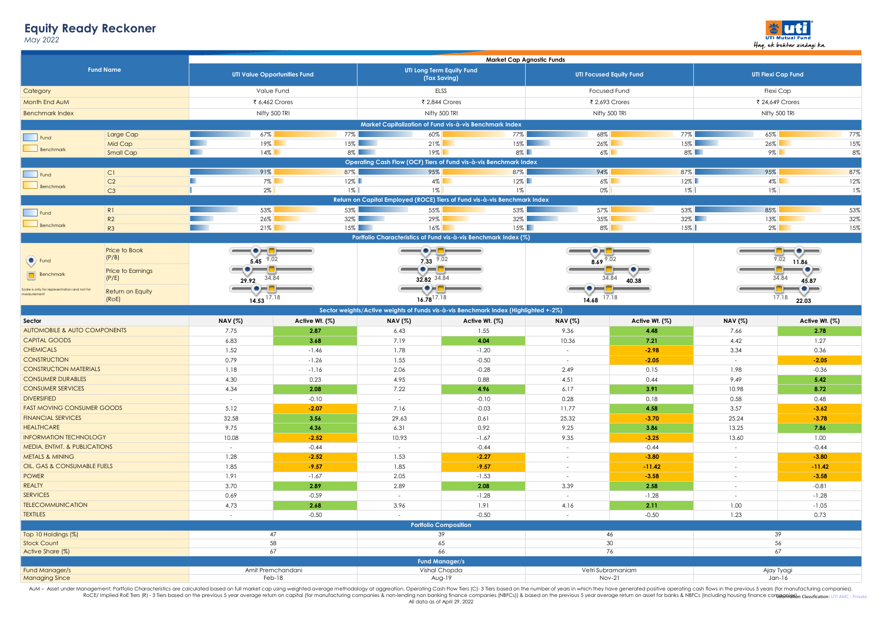# Equity Ready Reckoner

*May 2022*

UTI Mutual Fund — Haq, ek behtar zindagi ka.

| Fund Name | | UTI Value Opportunities Fund | | UTI Long Term Equity Fund (Tax Saving) | | UTI Focused Equity Fund | | UTI Flexi Cap Fund | |
|---|---|---|---|---|---|---|---|---|---|
| | | **Market Cap Agnostic Funds** | | | | | | | |
| Category | | Value Fund | | ELSS | | Focused Fund | | Flexi Cap | |
| Month End AuM | | ₹ 6,462 Crores | | ₹ 2,844 Crores | | ₹ 2,693 Crores | | ₹ 24,649 Crores | |
| Benchmark Index | | Nifty 500 TRI | | Nifty 500 TRI | | Nifty 500 TRI | | Nifty 500 TRI | |
| **Market Capitalization of Fund vis-à-vis Benchmark Index** | | Fund | Benchmark | Fund | Benchmark | Fund | Benchmark | Fund | Benchmark |
| | Large Cap | 67% | 77% | 60% | 77% | 68% | 77% | 65% | 77% |
| | Mid Cap | 19% | 15% | 21% | 15% | 26% | 15% | 26% | 15% |
| | Small Cap | 14% | 8% | 19% | 8% | 6% | 8% | 9% | 8% |
| **Operating Cash Flow (OCF) Tiers of Fund vis-à-vis Benchmark Index** | | Fund | Benchmark | Fund | Benchmark | Fund | Benchmark | Fund | Benchmark |
| | C1 | 91% | 87% | 95% | 87% | 94% | 87% | 95% | 87% |
| | C2 | 7% | 12% | 4% | 12% | 6% | 12% | 4% | 12% |
| | C3 | 2% | 1% | 1% | 1% | 0% | 1% | 1% | 1% |
| **Return on Capital Employed (ROCE) Tiers of Fund vis-à-vis Benchmark Index** | | Fund | Benchmark | Fund | Benchmark | Fund | Benchmark | Fund | Benchmark |
| | R1 | 53% | 53% | 55% | 53% | 57% | 53% | 85% | 53% |
| | R2 | 26% | 32% | 29% | 32% | 35% | 32% | 13% | 32% |
| | R3 | 21% | 15% | 16% | 15% | 8% | 15% | 2% | 15% |
| **Portfolio Characteristics of Fund vis-à-vis Benchmark Index (%)** | | Fund | Benchmark | Fund | Benchmark | Fund | Benchmark | Fund | Benchmark |
| | Price to Book (P/B) | 5.45 | 9.02 | 7.33 | 9.02 | 8.69 | 9.02 | 11.86 | 9.02 |
| | Price to Earnings (P/E) | 29.92 | 34.84 | 32.82 | 34.84 | 40.38 | 34.84 | 45.87 | 34.84 |
| | Return on Equity (RoE) | 14.53 | 17.18 | 16.78 | 17.18 | 14.68 | 17.18 | 22.03 | 17.18 |

Scale is only for representation and not for measurement

**Sector weights/Active weights of Funds vis-à-vis Benchmark Index (Highlighted +-2%)**

| Sector | UTI Value Opportunities Fund NAV (%) | Active Wt. (%) | UTI Long Term Equity Fund NAV (%) | Active Wt. (%) | UTI Focused Equity Fund NAV (%) | Active Wt. (%) | UTI Flexi Cap Fund NAV (%) | Active Wt. (%) |
|---|---|---|---|---|---|---|---|---|
| AUTOMOBILE & AUTO COMPONENTS | 7.75 | **2.87** | 6.43 | 1.55 | 9.36 | **4.48** | 7.66 | **2.78** |
| CAPITAL GOODS | 6.83 | **3.68** | 7.19 | **4.04** | 10.36 | **7.21** | 4.42 | 1.27 |
| CHEMICALS | 1.52 | -1.46 | 1.78 | -1.20 | - | **-2.98** | 3.34 | 0.36 |
| CONSTRUCTION | 0.79 | -1.26 | 1.55 | -0.50 | - | **-2.05** | - | **-2.05** |
| CONSTRUCTION MATERIALS | 1.18 | -1.16 | 2.06 | -0.28 | 2.49 | 0.15 | 1.98 | -0.36 |
| CONSUMER DURABLES | 4.30 | 0.23 | 4.95 | 0.88 | 4.51 | 0.44 | 9.49 | **5.42** |
| CONSUMER SERVICES | 4.34 | **2.08** | 7.22 | **4.96** | 6.17 | **3.91** | 10.98 | **8.72** |
| DIVERSIFIED | - | -0.10 | - | -0.10 | 0.28 | 0.18 | 0.58 | 0.48 |
| FAST MOVING CONSUMER GOODS | 5.12 | **-2.07** | 7.16 | -0.03 | 11.77 | **4.58** | 3.57 | **-3.62** |
| FINANCIAL SERVICES | 32.58 | **3.56** | 29.63 | 0.61 | 25.32 | **-3.70** | 25.24 | **-3.78** |
| HEALTHCARE | 9.75 | **4.36** | 6.31 | 0.92 | 9.25 | **3.86** | 13.25 | **7.86** |
| INFORMATION TECHNOLOGY | 10.08 | **-2.52** | 10.93 | -1.67 | 9.35 | **-3.25** | 13.60 | 1.00 |
| MEDIA, ENTMT. & PUBLICATIONS | - | -0.44 | - | -0.44 | - | -0.44 | - | -0.44 |
| METALS & MINING | 1.28 | **-2.52** | 1.53 | **-2.27** | - | **-3.80** | - | **-3.80** |
| OIL, GAS & CONSUMABLE FUELS | 1.85 | **-9.57** | 1.85 | **-9.57** | - | **-11.42** | - | **-11.42** |
| POWER | 1.91 | -1.67 | 2.05 | -1.53 | - | **-3.58** | - | **-3.58** |
| REALTY | 3.70 | **2.89** | 2.89 | **2.08** | 3.39 | **2.58** | - | -0.81 |
| SERVICES | 0.69 | -0.59 | - | -1.28 | - | -1.28 | - | -1.28 |
| TELECOMMUNICATION | 4.73 | **2.68** | 3.96 | 1.91 | 4.16 | **2.11** | 1.00 | -1.05 |
| TEXTILES | - | -0.50 | - | -0.50 | - | -0.50 | 1.23 | 0.73 |

**Portfolio Composition**

| | UTI Value Opportunities Fund | UTI Long Term Equity Fund (Tax Saving) | UTI Focused Equity Fund | UTI Flexi Cap Fund |
|---|---|---|---|---|
| Top 10 Holdings (%) | 47 | 39 | 46 | 39 |
| Stock Count | 58 | 65 | 30 | 56 |
| Active Share (%) | 67 | 66 | 76 | 67 |

**Fund Manager/s**

| | UTI Value Opportunities Fund | UTI Long Term Equity Fund (Tax Saving) | UTI Focused Equity Fund | UTI Flexi Cap Fund |
|---|---|---|---|---|
| Fund Manager/s | Amit Premchandani | Vishal Chopda | Vetri Subramaniam | Ajay Tyagi |
| Managing Since | Feb-18 | Aug-19 | Nov-21 | Jan-16 |

AuM – Asset under Management; Portfolio Characteristics are calculated based on full market cap using weighted average methodology at aggregation. Operating Cash Flow Tiers (C)- 3 Tiers based on the number of years in which they have generated positive operating cash flows in the previous 5 years (for manufacturing companies). RoCE/ Implied RoE Tiers (R) - 3 Tiers based on the previous 5 year average return on capital (for manufacturing companies & non-lending non banking finance companies (NBFCs)) & based on the previous 5 year average return on asset for banks & NBFCs (including housing finance companies).
All data as of April 29, 2022

Information Classification: UTI AMC - Private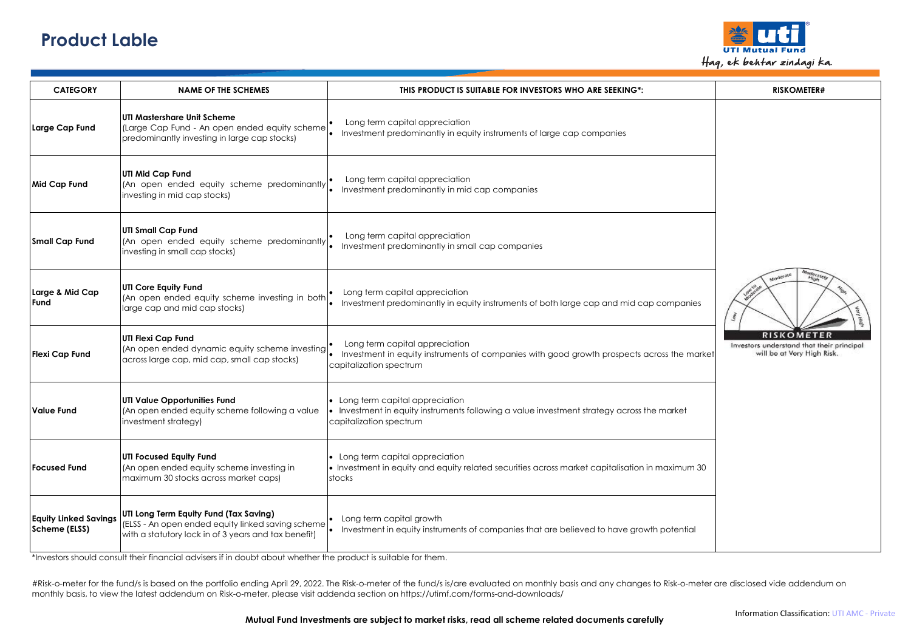# Product Lable

| CATEGORY | NAME OF THE SCHEMES | THIS PRODUCT IS SUITABLE FOR INVESTORS WHO ARE SEEKING*: | RISKOMETER# |
|---|---|---|---|
| Large Cap Fund | **UTI Mastershare Unit Scheme** (Large Cap Fund - An open ended equity scheme predominantly investing in large cap stocks) | • Long term capital appreciation<br>• Investment predominantly in equity instruments of large cap companies | RISKOMETER<br>Investors understand that their principal will be at Very High Risk. |
| Mid Cap Fund | **UTI Mid Cap Fund** (An open ended equity scheme predominantly investing in mid cap stocks) | • Long term capital appreciation<br>• Investment predominantly in mid cap companies | |
| Small Cap Fund | **UTI Small Cap Fund** (An open ended equity scheme predominantly investing in small cap stocks) | • Long term capital appreciation<br>• Investment predominantly in small cap companies | |
| Large & Mid Cap Fund | **UTI Core Equity Fund** (An open ended equity scheme investing in both large cap and mid cap stocks) | • Long term capital appreciation<br>• Investment predominantly in equity instruments of both large cap and mid cap companies | |
| Flexi Cap Fund | **UTI Flexi Cap Fund** (An open ended dynamic equity scheme investing across large cap, mid cap, small cap stocks) | • Long term capital appreciation<br>• Investment in equity instruments of companies with good growth prospects across the market capitalization spectrum | |
| Value Fund | **UTI Value Opportunities Fund** (An open ended equity scheme following a value investment strategy) | • Long term capital appreciation<br>• Investment in equity instruments following a value investment strategy across the market capitalization spectrum | |
| Focused Fund | **UTI Focused Equity Fund** (An open ended equity scheme investing in maximum 30 stocks across market caps) | • Long term capital appreciation<br>• Investment in equity and equity related securities across market capitalisation in maximum 30 stocks | |
| Equity Linked Savings Scheme (ELSS) | **UTI Long Term Equity Fund (Tax Saving)** (ELSS - An open ended equity linked saving scheme with a statutory lock in of 3 years and tax benefit) | • Long term capital growth<br>• Investment in equity instruments of companies that are believed to have growth potential | |

*Investors should consult their financial advisers if in doubt about whether the product is suitable for them.

#Risk-o-meter for the fund/s is based on the portfolio ending April 29, 2022. The Risk-o-meter of the fund/s is/are evaluated on monthly basis and any changes to Risk-o-meter are disclosed vide addendum on monthly basis, to view the latest addendum on Risk-o-meter, please visit addenda section on https://utimf.com/forms-and-downloads/

**Mutual Fund Investments are subject to market risks, read all scheme related documents carefully**

Information Classification: UTI AMC - Private